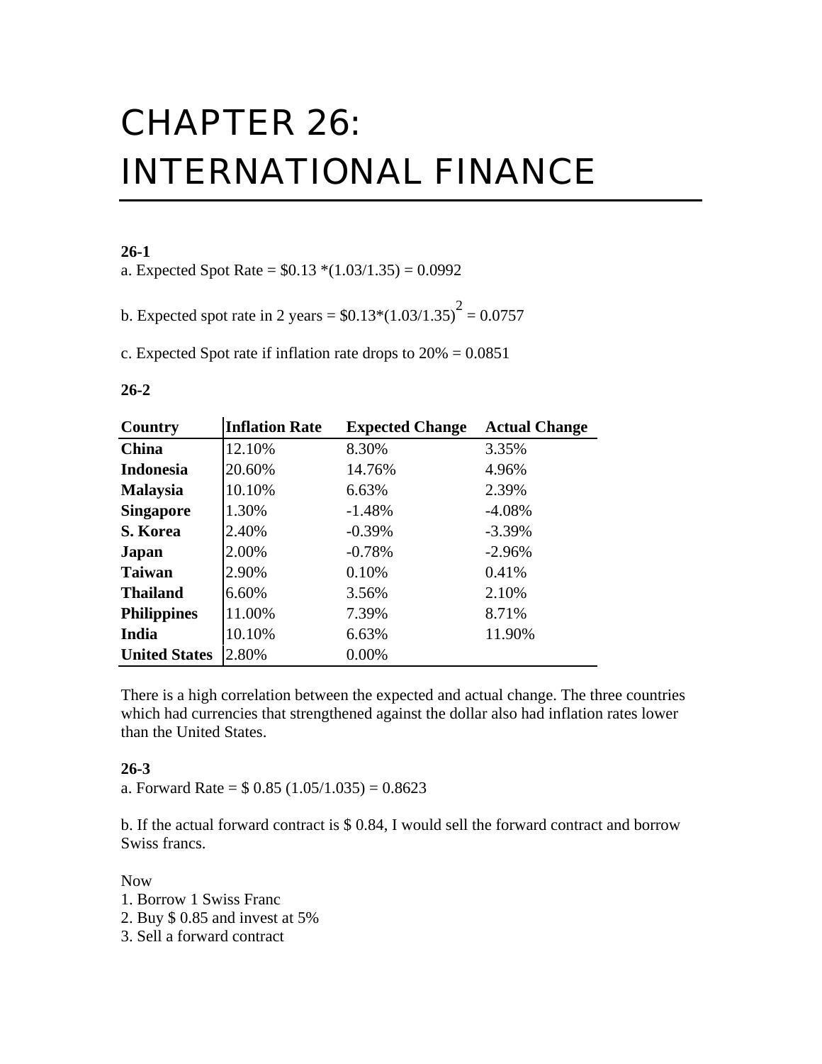# CHAPTER 26: INTERNATIONAL FINANCE

**26-1**

a. Expected Spot Rate = $0.13 *(1.03/1.35) = 0.0992

b. Expected spot rate in 2 years = $0.13*(1.03/1.35)$^2$ = 0.0757

c. Expected Spot rate if inflation rate drops to 20% = 0.0851

**26-2**

| Country | Inflation Rate | Expected Change | Actual Change |
|---|---|---|---|
| **China** | 12.10% | 8.30% | 3.35% |
| **Indonesia** | 20.60% | 14.76% | 4.96% |
| **Malaysia** | 10.10% | 6.63% | 2.39% |
| **Singapore** | 1.30% | -1.48% | -4.08% |
| **S. Korea** | 2.40% | -0.39% | -3.39% |
| **Japan** | 2.00% | -0.78% | -2.96% |
| **Taiwan** | 2.90% | 0.10% | 0.41% |
| **Thailand** | 6.60% | 3.56% | 2.10% |
| **Philippines** | 11.00% | 7.39% | 8.71% |
| **India** | 10.10% | 6.63% | 11.90% |
| **United States** | 2.80% | 0.00% | |

There is a high correlation between the expected and actual change. The three countries which had currencies that strengthened against the dollar also had inflation rates lower than the United States.

**26-3**

a. Forward Rate = $ 0.85 (1.05/1.035) = 0.8623

b. If the actual forward contract is $ 0.84, I would sell the forward contract and borrow Swiss francs.

Now

1. Borrow 1 Swiss Franc
2. Buy $ 0.85 and invest at 5%
3. Sell a forward contract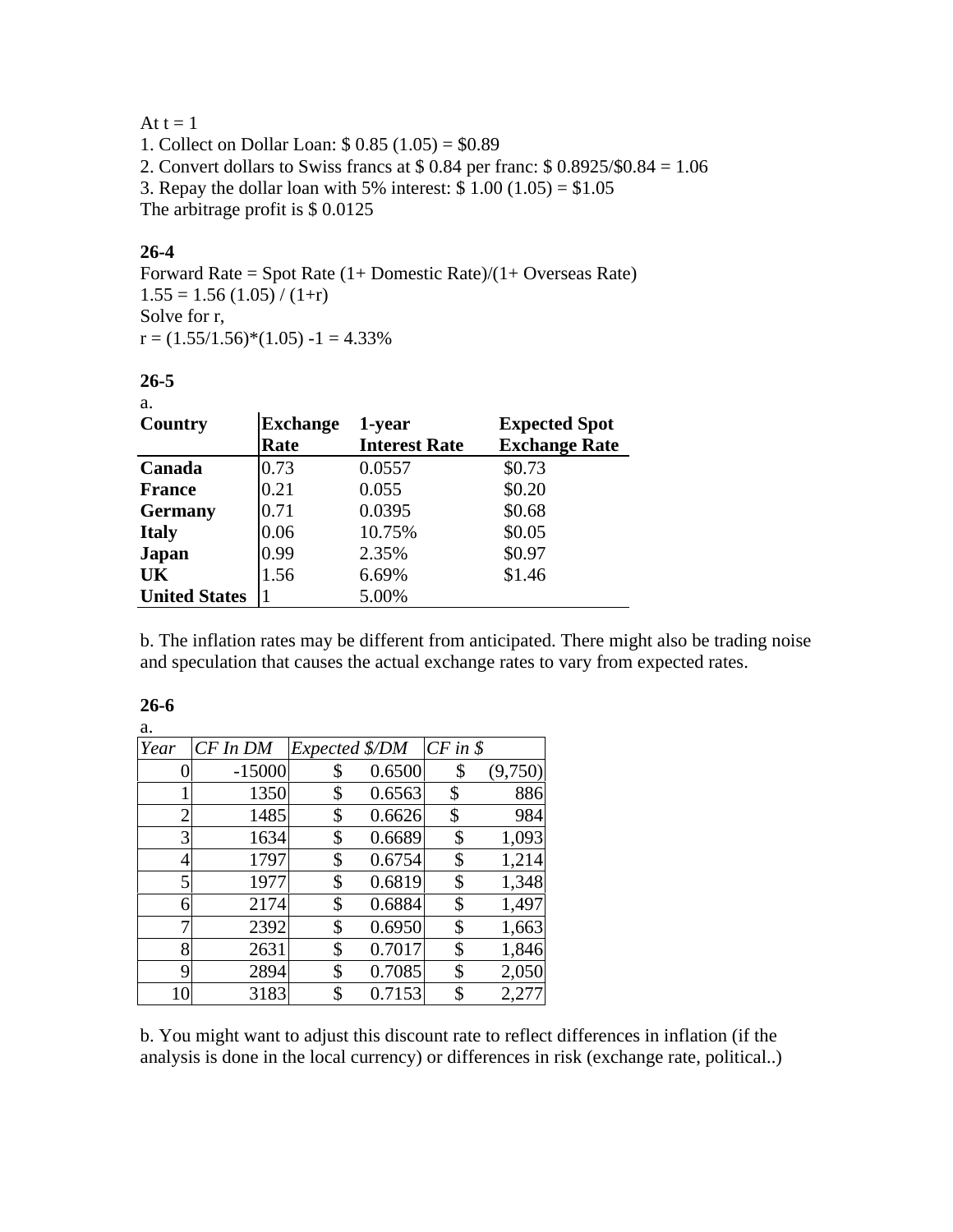At t = 1

1. Collect on Dollar Loan: $ 0.85 (1.05) = $0.89
2. Convert dollars to Swiss francs at $ 0.84 per franc: $ 0.8925/$0.84 = 1.06
3. Repay the dollar loan with 5% interest: $ 1.00 (1.05) = $1.05

The arbitrage profit is $ 0.0125

**26-4**

Forward Rate = Spot Rate (1+ Domestic Rate)/(1+ Overseas Rate)

1.55 = 1.56 (1.05) / (1+r)

Solve for r,

r = (1.55/1.56)*(1.05) -1 = 4.33%

**26-5**

a.

| Country | Exchange Rate | 1-year Interest Rate | Expected Spot Exchange Rate |
|---|---|---|---|
| **Canada** | 0.73 | 0.0557 | $0.73 |
| **France** | 0.21 | 0.055 | $0.20 |
| **Germany** | 0.71 | 0.0395 | $0.68 |
| **Italy** | 0.06 | 10.75% | $0.05 |
| **Japan** | 0.99 | 2.35% | $0.97 |
| **UK** | 1.56 | 6.69% | $1.46 |
| **United States** | 1 | 5.00% | |

b. The inflation rates may be different from anticipated. There might also be trading noise and speculation that causes the actual exchange rates to vary from expected rates.

**26-6**

a.

| *Year* | *CF In DM* | *Expected $/DM* | *CF in $* |
|---|---|---|---|
| 0 | -15000 | $ 0.6500 | $ (9,750) |
| 1 | 1350 | $ 0.6563 | $ 886 |
| 2 | 1485 | $ 0.6626 | $ 984 |
| 3 | 1634 | $ 0.6689 | $ 1,093 |
| 4 | 1797 | $ 0.6754 | $ 1,214 |
| 5 | 1977 | $ 0.6819 | $ 1,348 |
| 6 | 2174 | $ 0.6884 | $ 1,497 |
| 7 | 2392 | $ 0.6950 | $ 1,663 |
| 8 | 2631 | $ 0.7017 | $ 1,846 |
| 9 | 2894 | $ 0.7085 | $ 2,050 |
| 10 | 3183 | $ 0.7153 | $ 2,277 |

b. You might want to adjust this discount rate to reflect differences in inflation (if the analysis is done in the local currency) or differences in risk (exchange rate, political..)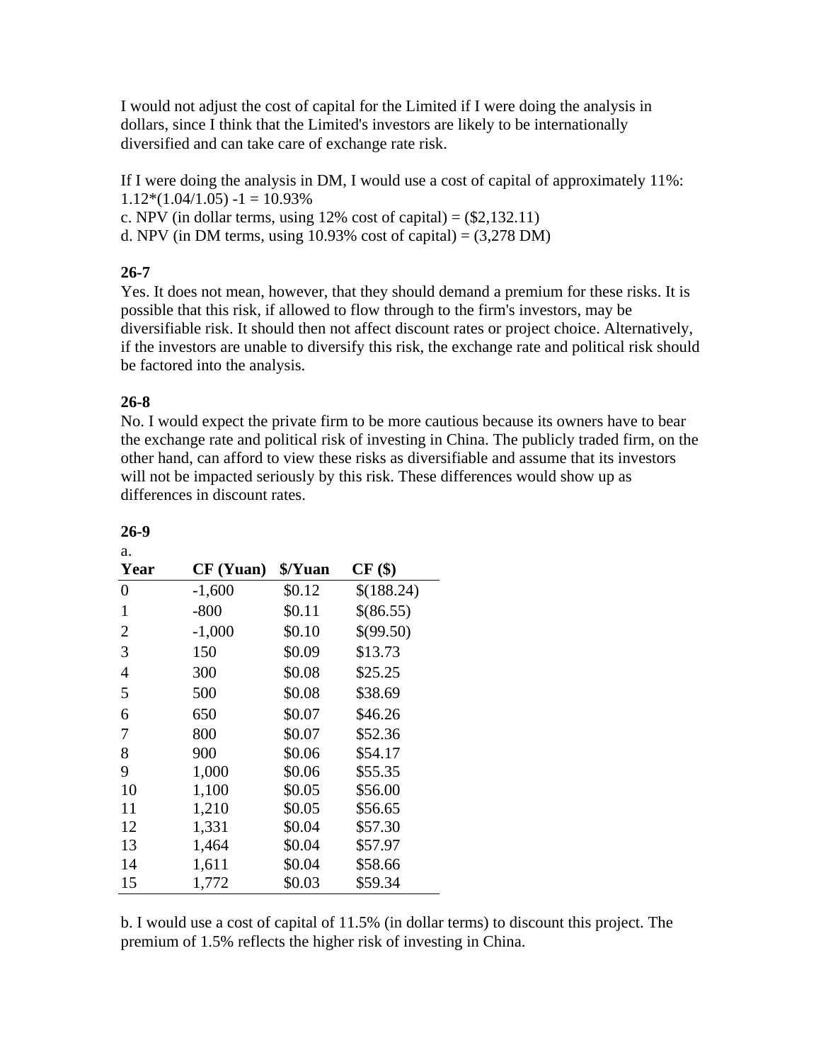I would not adjust the cost of capital for the Limited if I were doing the analysis in dollars, since I think that the Limited's investors are likely to be internationally diversified and can take care of exchange rate risk.

If I were doing the analysis in DM, I would use a cost of capital of approximately 11%: $1.12*(1.04/1.05) - 1 = 10.93\%$

c. NPV (in dollar terms, using 12% cost of capital) = ($2,132.11)

d. NPV (in DM terms, using 10.93% cost of capital) = (3,278 DM)

**26-7**

Yes. It does not mean, however, that they should demand a premium for these risks. It is possible that this risk, if allowed to flow through to the firm's investors, may be diversifiable risk. It should then not affect discount rates or project choice. Alternatively, if the investors are unable to diversify this risk, the exchange rate and political risk should be factored into the analysis.

**26-8**

No. I would expect the private firm to be more cautious because its owners have to bear the exchange rate and political risk of investing in China. The publicly traded firm, on the other hand, can afford to view these risks as diversifiable and assume that its investors will not be impacted seriously by this risk. These differences would show up as differences in discount rates.

**26-9**

a.

| Year | CF (Yuan) | $/Yuan | CF ($) |
|---|---|---|---|
| 0 | -1,600 | $0.12 | $(188.24) |
| 1 | -800 | $0.11 | $(86.55) |
| 2 | -1,000 | $0.10 | $(99.50) |
| 3 | 150 | $0.09 | $13.73 |
| 4 | 300 | $0.08 | $25.25 |
| 5 | 500 | $0.08 | $38.69 |
| 6 | 650 | $0.07 | $46.26 |
| 7 | 800 | $0.07 | $52.36 |
| 8 | 900 | $0.06 | $54.17 |
| 9 | 1,000 | $0.06 | $55.35 |
| 10 | 1,100 | $0.05 | $56.00 |
| 11 | 1,210 | $0.05 | $56.65 |
| 12 | 1,331 | $0.04 | $57.30 |
| 13 | 1,464 | $0.04 | $57.97 |
| 14 | 1,611 | $0.04 | $58.66 |
| 15 | 1,772 | $0.03 | $59.34 |

b. I would use a cost of capital of 11.5% (in dollar terms) to discount this project. The premium of 1.5% reflects the higher risk of investing in China.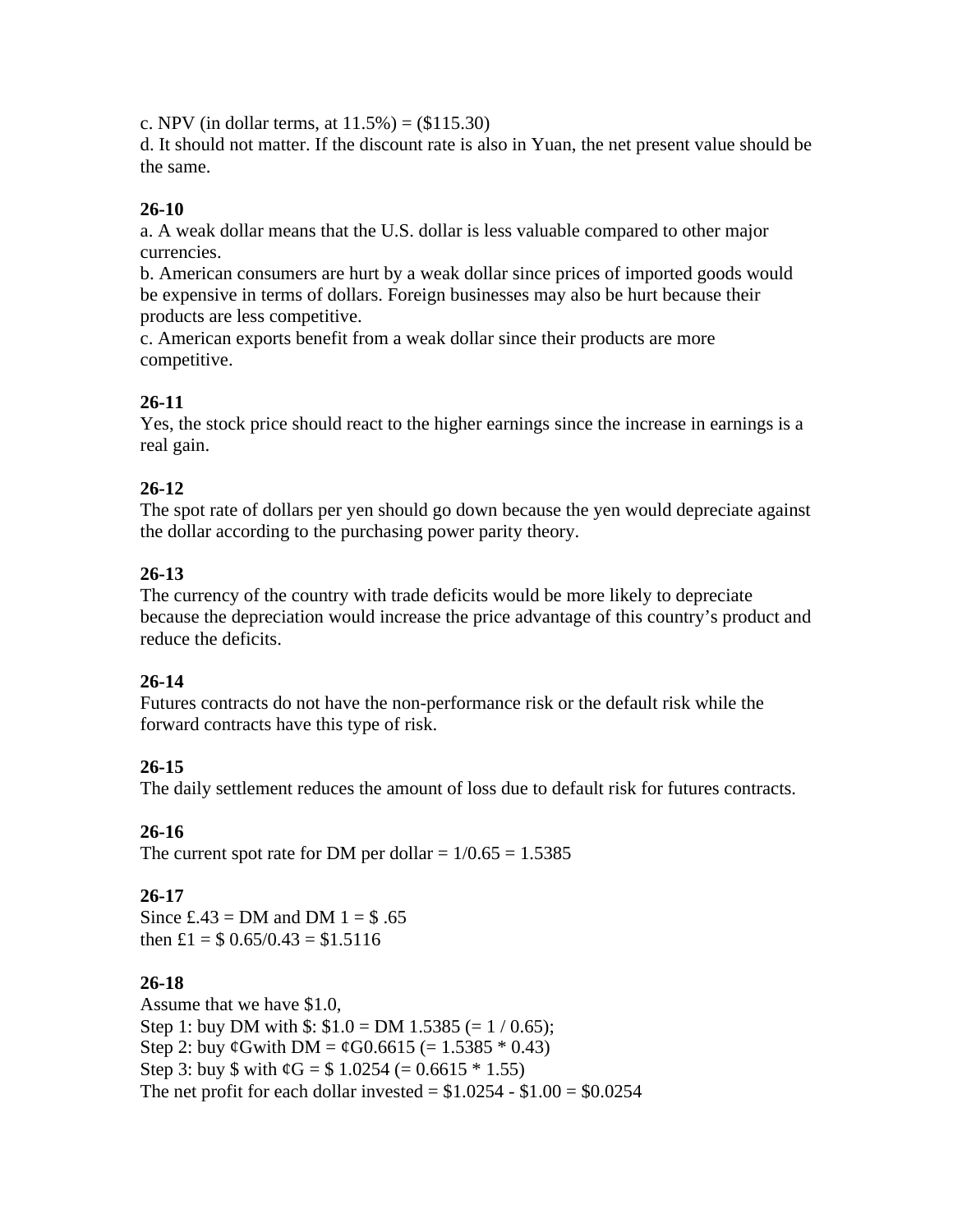c. NPV (in dollar terms, at 11.5%) = ($115.30)
d. It should not matter. If the discount rate is also in Yuan, the net present value should be the same.

**26-10**
a. A weak dollar means that the U.S. dollar is less valuable compared to other major currencies.
b. American consumers are hurt by a weak dollar since prices of imported goods would be expensive in terms of dollars. Foreign businesses may also be hurt because their products are less competitive.
c. American exports benefit from a weak dollar since their products are more competitive.

**26-11**
Yes, the stock price should react to the higher earnings since the increase in earnings is a real gain.

**26-12**
The spot rate of dollars per yen should go down because the yen would depreciate against the dollar according to the purchasing power parity theory.

**26-13**
The currency of the country with trade deficits would be more likely to depreciate because the depreciation would increase the price advantage of this country's product and reduce the deficits.

**26-14**
Futures contracts do not have the non-performance risk or the default risk while the forward contracts have this type of risk.

**26-15**
The daily settlement reduces the amount of loss due to default risk for futures contracts.

**26-16**
The current spot rate for DM per dollar = 1/0.65 = 1.5385

**26-17**
Since £.43 = DM and DM 1 = $ .65
then £1 = $ 0.65/0.43 = $1.5116

**26-18**
Assume that we have $1.0,
Step 1: buy DM with $: $1.0 = DM 1.5385 (= 1 / 0.65);
Step 2: buy ¢Gwith DM = ¢G0.6615 (= 1.5385 * 0.43)
Step 3: buy $ with ¢G = $ 1.0254 (= 0.6615 * 1.55)
The net profit for each dollar invested = $1.0254 - $1.00 = $0.0254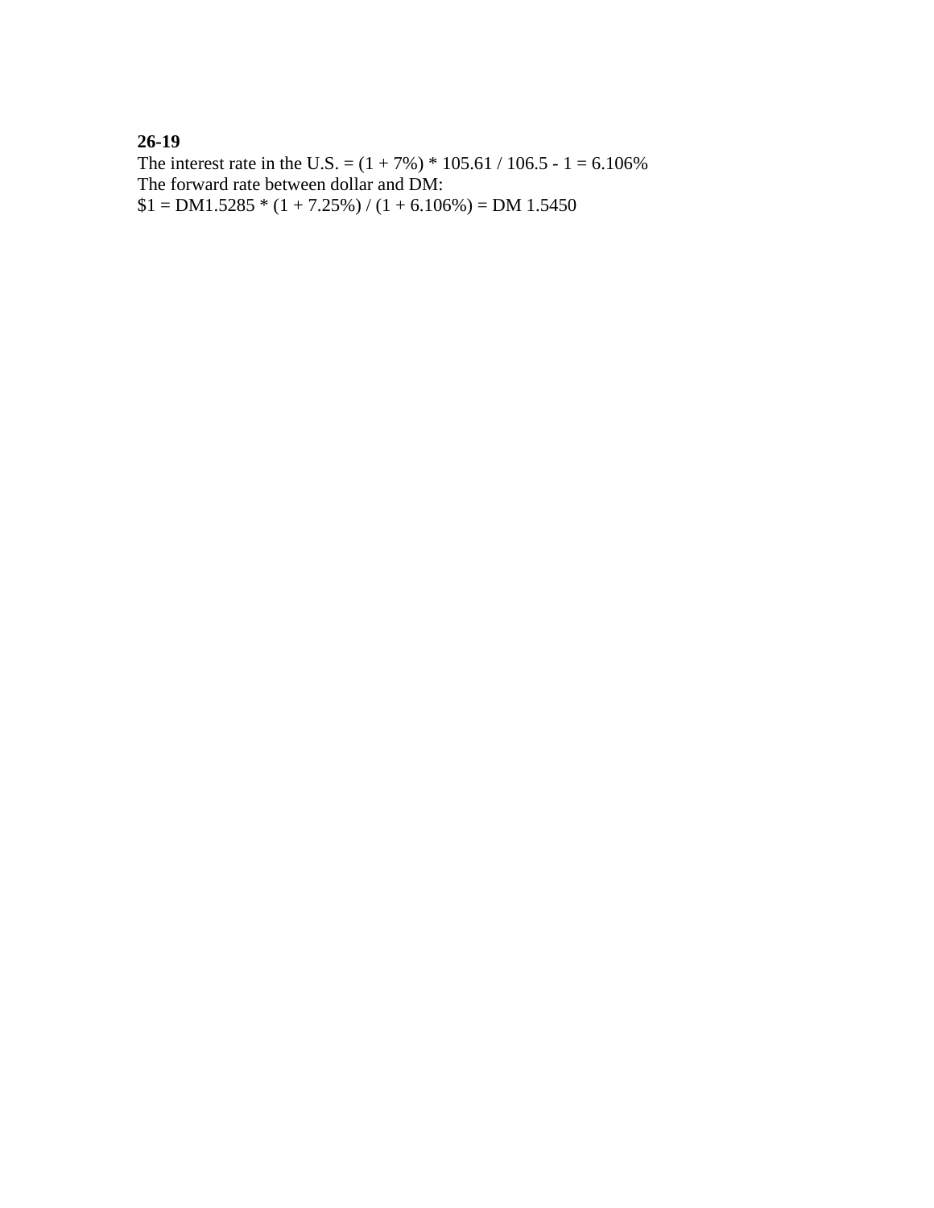**26-19**

The interest rate in the U.S. = $(1 + 7\%) * 105.61 / 106.5 - 1 = 6.106\%$

The forward rate between dollar and DM:

$\$1 = \text{DM}1.5285 * (1 + 7.25\%) / (1 + 6.106\%) = \text{DM } 1.5450$